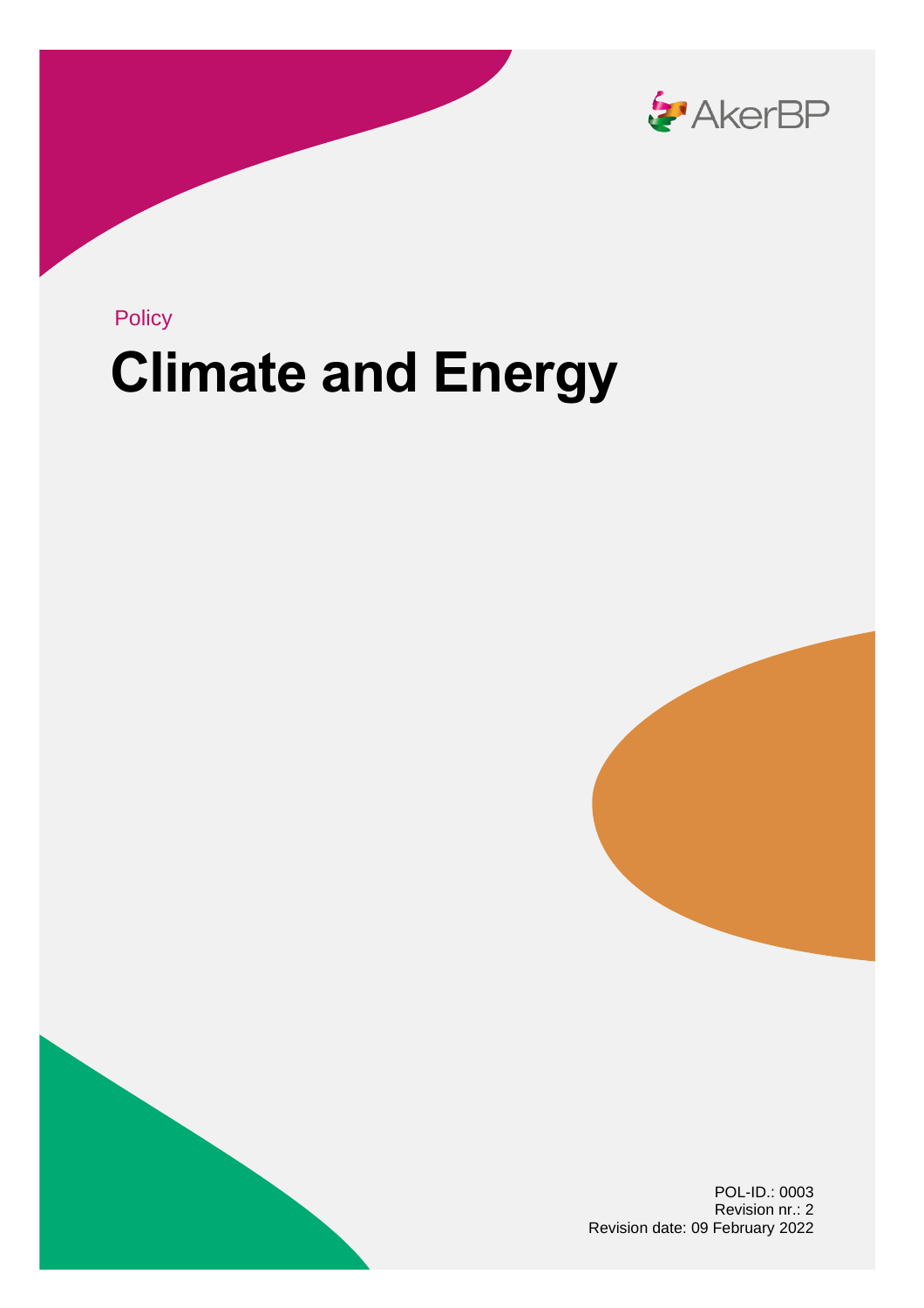Policy

# Climate and Energy

POL-ID.: 0003
Revision nr.: 2
Revision date: 09 February 2022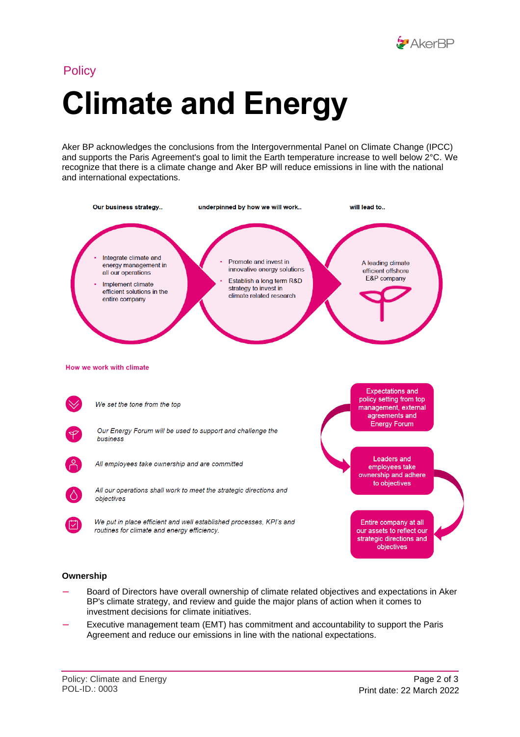Policy

# Climate and Energy

Aker BP acknowledges the conclusions from the Intergovernmental Panel on Climate Change (IPCC) and supports the Paris Agreement's goal to limit the Earth temperature increase to well below 2°C. We recognize that there is a climate change and Aker BP will reduce emissions in line with the national and international expectations.

**Our business strategy..**

- Integrate climate and energy management in all our operations
- Implement climate efficient solutions in the entire company

**underpinned by how we will work..**

- Promote and invest in innovative energy solutions
- Establish a long term R&D strategy to invest in climate related research

**will lead to..**

A leading climate efficient offshore E&P company

**How we work with climate**

- *We set the tone from the top*
- *Our Energy Forum will be used to support and challenge the business*
- *All employees take ownership and are committed*
- *All our operations shall work to meet the strategic directions and objectives*
- *We put in place efficient and well established processes, KPI's and routines for climate and energy efficiency.*

Expectations and policy setting from top management, external agreements and Energy Forum → Leaders and employees take ownership and adhere to objectives → Entire company at all our assets to reflect our strategic directions and objectives

### Ownership

- Board of Directors have overall ownership of climate related objectives and expectations in Aker BP's climate strategy, and review and guide the major plans of action when it comes to investment decisions for climate initiatives.
- Executive management team (EMT) has commitment and accountability to support the Paris Agreement and reduce our emissions in line with the national expectations.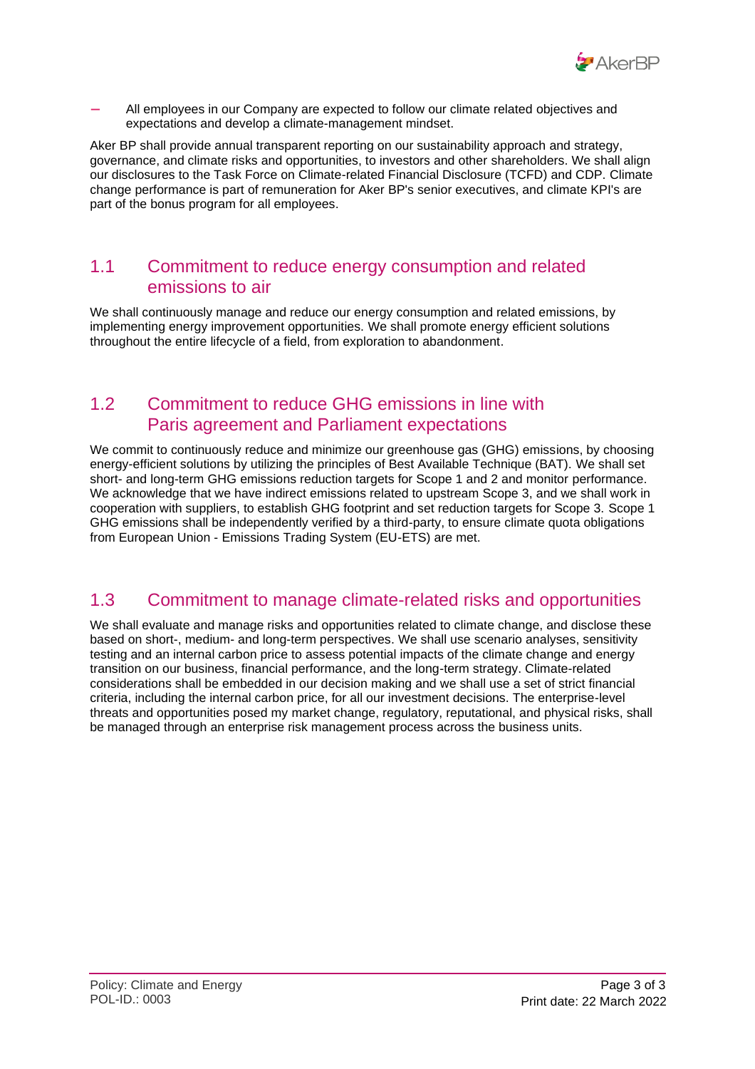- All employees in our Company are expected to follow our climate related objectives and expectations and develop a climate-management mindset.

Aker BP shall provide annual transparent reporting on our sustainability approach and strategy, governance, and climate risks and opportunities, to investors and other shareholders. We shall align our disclosures to the Task Force on Climate-related Financial Disclosure (TCFD) and CDP. Climate change performance is part of remuneration for Aker BP's senior executives, and climate KPI's are part of the bonus program for all employees.

## 1.1 Commitment to reduce energy consumption and related emissions to air

We shall continuously manage and reduce our energy consumption and related emissions, by implementing energy improvement opportunities. We shall promote energy efficient solutions throughout the entire lifecycle of a field, from exploration to abandonment.

## 1.2 Commitment to reduce GHG emissions in line with Paris agreement and Parliament expectations

We commit to continuously reduce and minimize our greenhouse gas (GHG) emissions, by choosing energy-efficient solutions by utilizing the principles of Best Available Technique (BAT). We shall set short- and long-term GHG emissions reduction targets for Scope 1 and 2 and monitor performance. We acknowledge that we have indirect emissions related to upstream Scope 3, and we shall work in cooperation with suppliers, to establish GHG footprint and set reduction targets for Scope 3. Scope 1 GHG emissions shall be independently verified by a third-party, to ensure climate quota obligations from European Union - Emissions Trading System (EU-ETS) are met.

## 1.3 Commitment to manage climate-related risks and opportunities

We shall evaluate and manage risks and opportunities related to climate change, and disclose these based on short-, medium- and long-term perspectives. We shall use scenario analyses, sensitivity testing and an internal carbon price to assess potential impacts of the climate change and energy transition on our business, financial performance, and the long-term strategy. Climate-related considerations shall be embedded in our decision making and we shall use a set of strict financial criteria, including the internal carbon price, for all our investment decisions. The enterprise-level threats and opportunities posed my market change, regulatory, reputational, and physical risks, shall be managed through an enterprise risk management process across the business units.